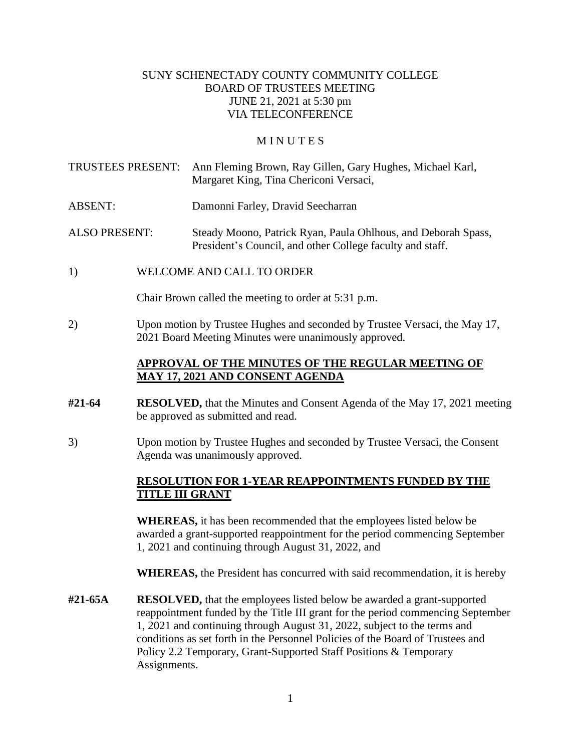SUNY SCHENECTADY COUNTY COMMUNITY COLLEGE
BOARD OF TRUSTEES MEETING
JUNE 21, 2021 at 5:30 pm
VIA TELECONFERENCE

# MINUTES

TRUSTEES PRESENT: Ann Fleming Brown, Ray Gillen, Gary Hughes, Michael Karl, Margaret King, Tina Chericoni Versaci,

ABSENT: Damonni Farley, Dravid Seecharran

ALSO PRESENT: Steady Moono, Patrick Ryan, Paula Ohlhous, and Deborah Spass, President's Council, and other College faculty and staff.

1) WELCOME AND CALL TO ORDER

Chair Brown called the meeting to order at 5:31 p.m.

2) Upon motion by Trustee Hughes and seconded by Trustee Versaci, the May 17, 2021 Board Meeting Minutes were unanimously approved.

**APPROVAL OF THE MINUTES OF THE REGULAR MEETING OF MAY 17, 2021 AND CONSENT AGENDA**

**#21-64** **RESOLVED,** that the Minutes and Consent Agenda of the May 17, 2021 meeting be approved as submitted and read.

3) Upon motion by Trustee Hughes and seconded by Trustee Versaci, the Consent Agenda was unanimously approved.

**RESOLUTION FOR 1-YEAR REAPPOINTMENTS FUNDED BY THE TITLE III GRANT**

**WHEREAS,** it has been recommended that the employees listed below be awarded a grant-supported reappointment for the period commencing September 1, 2021 and continuing through August 31, 2022, and

**WHEREAS,** the President has concurred with said recommendation, it is hereby

**#21-65A** **RESOLVED,** that the employees listed below be awarded a grant-supported reappointment funded by the Title III grant for the period commencing September 1, 2021 and continuing through August 31, 2022, subject to the terms and conditions as set forth in the Personnel Policies of the Board of Trustees and Policy 2.2 Temporary, Grant-Supported Staff Positions & Temporary Assignments.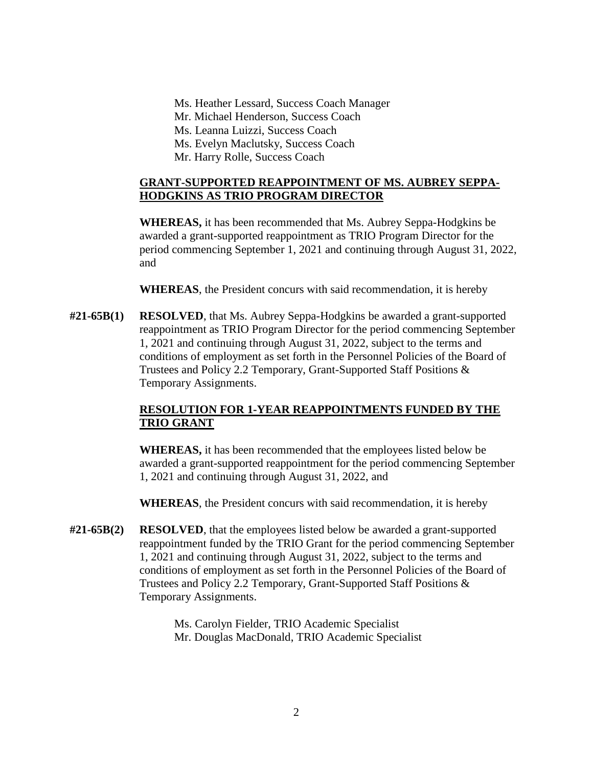Ms. Heather Lessard, Success Coach Manager
Mr. Michael Henderson, Success Coach
Ms. Leanna Luizzi, Success Coach
Ms. Evelyn Maclutsky, Success Coach
Mr. Harry Rolle, Success Coach

**GRANT-SUPPORTED REAPPOINTMENT OF MS. AUBREY SEPPA-HODGKINS AS TRIO PROGRAM DIRECTOR**

**WHEREAS,** it has been recommended that Ms. Aubrey Seppa-Hodgkins be awarded a grant-supported reappointment as TRIO Program Director for the period commencing September 1, 2021 and continuing through August 31, 2022, and

**WHEREAS**, the President concurs with said recommendation, it is hereby

**#21-65B(1)** **RESOLVED**, that Ms. Aubrey Seppa-Hodgkins be awarded a grant-supported reappointment as TRIO Program Director for the period commencing September 1, 2021 and continuing through August 31, 2022, subject to the terms and conditions of employment as set forth in the Personnel Policies of the Board of Trustees and Policy 2.2 Temporary, Grant-Supported Staff Positions & Temporary Assignments.

**RESOLUTION FOR 1-YEAR REAPPOINTMENTS FUNDED BY THE TRIO GRANT**

**WHEREAS,** it has been recommended that the employees listed below be awarded a grant-supported reappointment for the period commencing September 1, 2021 and continuing through August 31, 2022, and

**WHEREAS**, the President concurs with said recommendation, it is hereby

**#21-65B(2)** **RESOLVED**, that the employees listed below be awarded a grant-supported reappointment funded by the TRIO Grant for the period commencing September 1, 2021 and continuing through August 31, 2022, subject to the terms and conditions of employment as set forth in the Personnel Policies of the Board of Trustees and Policy 2.2 Temporary, Grant-Supported Staff Positions & Temporary Assignments.

Ms. Carolyn Fielder, TRIO Academic Specialist
Mr. Douglas MacDonald, TRIO Academic Specialist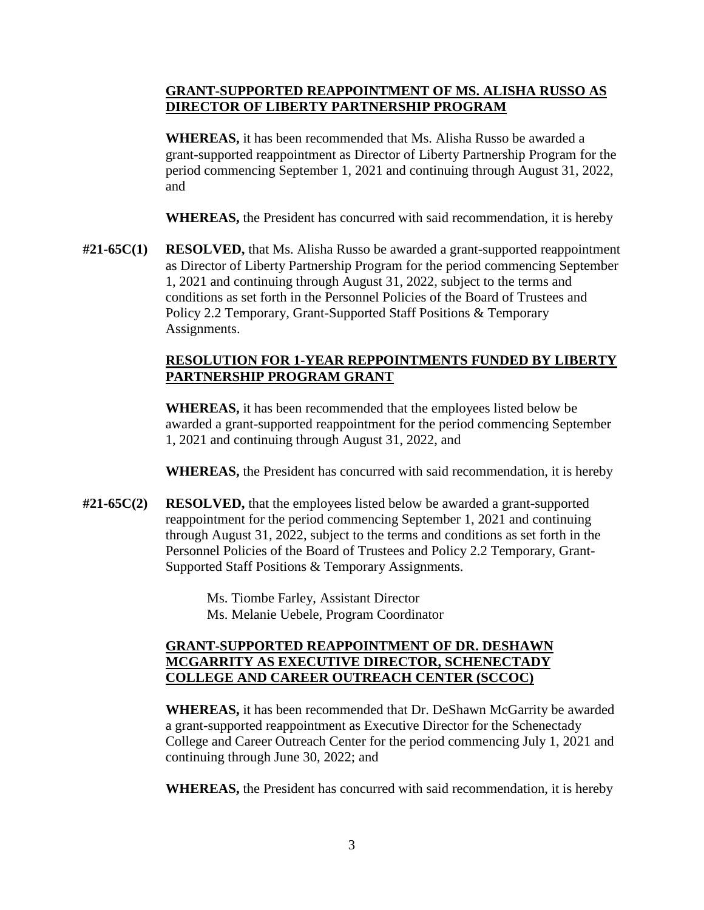**<u>GRANT-SUPPORTED REAPPOINTMENT OF MS. ALISHA RUSSO AS DIRECTOR OF LIBERTY PARTNERSHIP PROGRAM</u>**

**WHEREAS,** it has been recommended that Ms. Alisha Russo be awarded a grant-supported reappointment as Director of Liberty Partnership Program for the period commencing September 1, 2021 and continuing through August 31, 2022, and

**WHEREAS,** the President has concurred with said recommendation, it is hereby

**#21-65C(1)** **RESOLVED,** that Ms. Alisha Russo be awarded a grant-supported reappointment as Director of Liberty Partnership Program for the period commencing September 1, 2021 and continuing through August 31, 2022, subject to the terms and conditions as set forth in the Personnel Policies of the Board of Trustees and Policy 2.2 Temporary, Grant-Supported Staff Positions & Temporary Assignments.

**<u>RESOLUTION FOR 1-YEAR REPPOINTMENTS FUNDED BY LIBERTY PARTNERSHIP PROGRAM GRANT</u>**

**WHEREAS,** it has been recommended that the employees listed below be awarded a grant-supported reappointment for the period commencing September 1, 2021 and continuing through August 31, 2022, and

**WHEREAS,** the President has concurred with said recommendation, it is hereby

**#21-65C(2)** **RESOLVED,** that the employees listed below be awarded a grant-supported reappointment for the period commencing September 1, 2021 and continuing through August 31, 2022, subject to the terms and conditions as set forth in the Personnel Policies of the Board of Trustees and Policy 2.2 Temporary, Grant-Supported Staff Positions & Temporary Assignments.

Ms. Tiombe Farley, Assistant Director
Ms. Melanie Uebele, Program Coordinator

**<u>GRANT-SUPPORTED REAPPOINTMENT OF DR. DESHAWN MCGARRITY AS EXECUTIVE DIRECTOR, SCHENECTADY COLLEGE AND CAREER OUTREACH CENTER (SCCOC)</u>**

**WHEREAS,** it has been recommended that Dr. DeShawn McGarrity be awarded a grant-supported reappointment as Executive Director for the Schenectady College and Career Outreach Center for the period commencing July 1, 2021 and continuing through June 30, 2022; and

**WHEREAS,** the President has concurred with said recommendation, it is hereby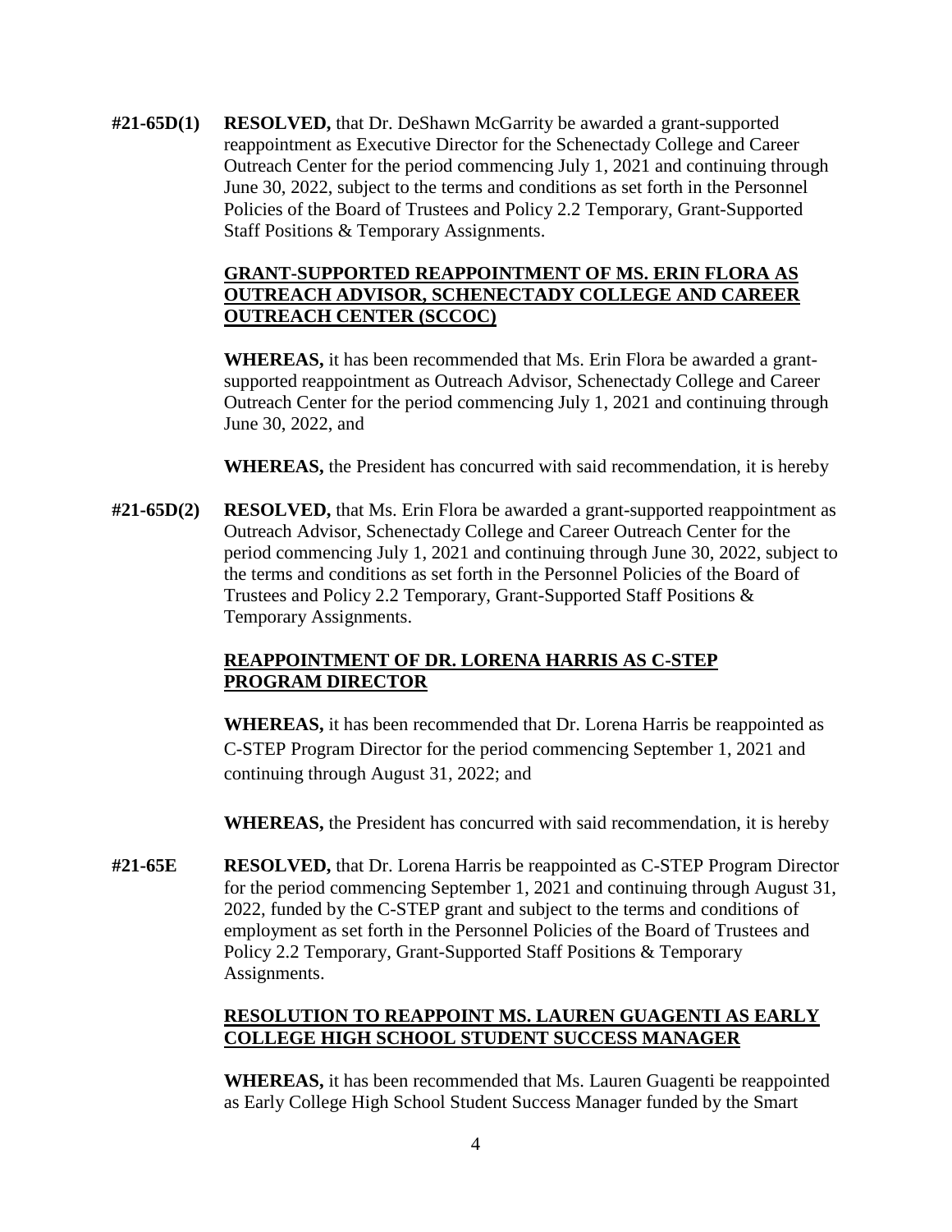**#21-65D(1)** **RESOLVED,** that Dr. DeShawn McGarrity be awarded a grant-supported reappointment as Executive Director for the Schenectady College and Career Outreach Center for the period commencing July 1, 2021 and continuing through June 30, 2022, subject to the terms and conditions as set forth in the Personnel Policies of the Board of Trustees and Policy 2.2 Temporary, Grant-Supported Staff Positions & Temporary Assignments.

**GRANT-SUPPORTED REAPPOINTMENT OF MS. ERIN FLORA AS OUTREACH ADVISOR, SCHENECTADY COLLEGE AND CAREER OUTREACH CENTER (SCCOC)**

**WHEREAS,** it has been recommended that Ms. Erin Flora be awarded a grant-supported reappointment as Outreach Advisor, Schenectady College and Career Outreach Center for the period commencing July 1, 2021 and continuing through June 30, 2022, and

**WHEREAS,** the President has concurred with said recommendation, it is hereby

**#21-65D(2)** **RESOLVED,** that Ms. Erin Flora be awarded a grant-supported reappointment as Outreach Advisor, Schenectady College and Career Outreach Center for the period commencing July 1, 2021 and continuing through June 30, 2022, subject to the terms and conditions as set forth in the Personnel Policies of the Board of Trustees and Policy 2.2 Temporary, Grant-Supported Staff Positions & Temporary Assignments.

**REAPPOINTMENT OF DR. LORENA HARRIS AS C-STEP PROGRAM DIRECTOR**

**WHEREAS,** it has been recommended that Dr. Lorena Harris be reappointed as C-STEP Program Director for the period commencing September 1, 2021 and continuing through August 31, 2022; and

**WHEREAS,** the President has concurred with said recommendation, it is hereby

**#21-65E** **RESOLVED,** that Dr. Lorena Harris be reappointed as C-STEP Program Director for the period commencing September 1, 2021 and continuing through August 31, 2022, funded by the C-STEP grant and subject to the terms and conditions of employment as set forth in the Personnel Policies of the Board of Trustees and Policy 2.2 Temporary, Grant-Supported Staff Positions & Temporary Assignments.

**RESOLUTION TO REAPPOINT MS. LAUREN GUAGENTI AS EARLY COLLEGE HIGH SCHOOL STUDENT SUCCESS MANAGER**

**WHEREAS,** it has been recommended that Ms. Lauren Guagenti be reappointed as Early College High School Student Success Manager funded by the Smart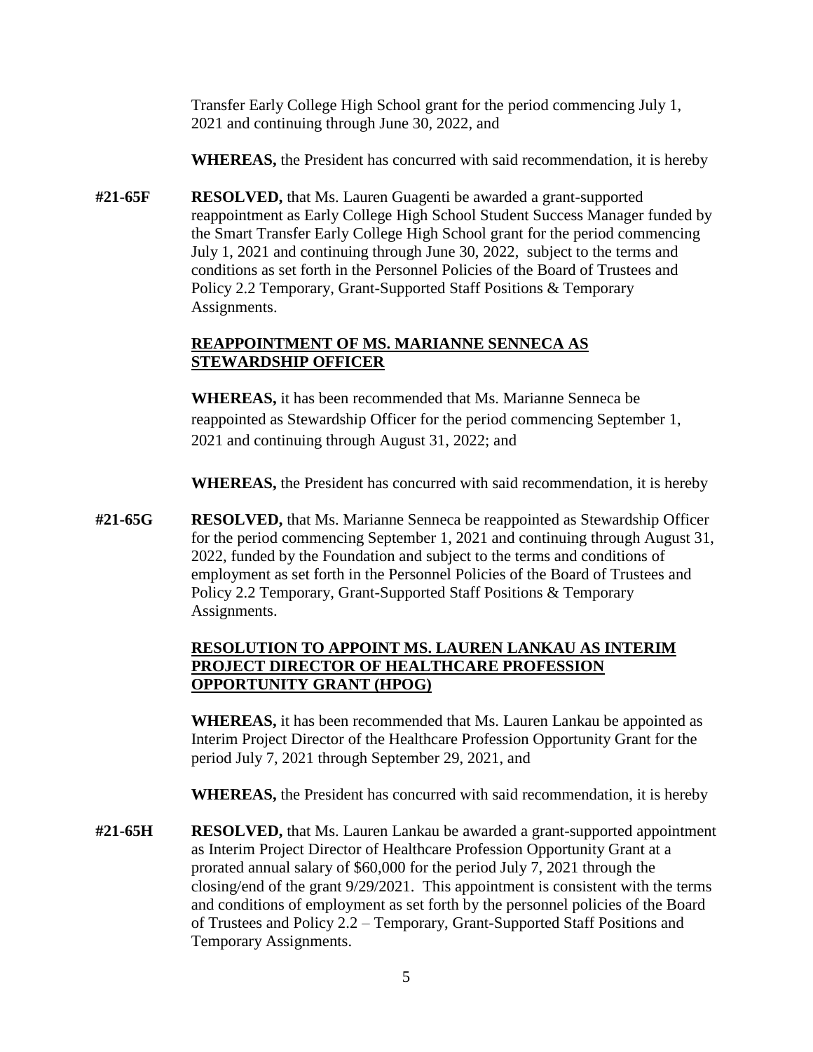Transfer Early College High School grant for the period commencing July 1, 2021 and continuing through June 30, 2022, and

**WHEREAS,** the President has concurred with said recommendation, it is hereby

**#21-65F** **RESOLVED,** that Ms. Lauren Guagenti be awarded a grant-supported reappointment as Early College High School Student Success Manager funded by the Smart Transfer Early College High School grant for the period commencing July 1, 2021 and continuing through June 30, 2022, subject to the terms and conditions as set forth in the Personnel Policies of the Board of Trustees and Policy 2.2 Temporary, Grant-Supported Staff Positions & Temporary Assignments.

**REAPPOINTMENT OF MS. MARIANNE SENNECA AS STEWARDSHIP OFFICER**

**WHEREAS,** it has been recommended that Ms. Marianne Senneca be reappointed as Stewardship Officer for the period commencing September 1, 2021 and continuing through August 31, 2022; and

**WHEREAS,** the President has concurred with said recommendation, it is hereby

**#21-65G** **RESOLVED,** that Ms. Marianne Senneca be reappointed as Stewardship Officer for the period commencing September 1, 2021 and continuing through August 31, 2022, funded by the Foundation and subject to the terms and conditions of employment as set forth in the Personnel Policies of the Board of Trustees and Policy 2.2 Temporary, Grant-Supported Staff Positions & Temporary Assignments.

**RESOLUTION TO APPOINT MS. LAUREN LANKAU AS INTERIM PROJECT DIRECTOR OF HEALTHCARE PROFESSION OPPORTUNITY GRANT (HPOG)**

**WHEREAS,** it has been recommended that Ms. Lauren Lankau be appointed as Interim Project Director of the Healthcare Profession Opportunity Grant for the period July 7, 2021 through September 29, 2021, and

**WHEREAS,** the President has concurred with said recommendation, it is hereby

**#21-65H** **RESOLVED,** that Ms. Lauren Lankau be awarded a grant-supported appointment as Interim Project Director of Healthcare Profession Opportunity Grant at a prorated annual salary of $60,000 for the period July 7, 2021 through the closing/end of the grant 9/29/2021. This appointment is consistent with the terms and conditions of employment as set forth by the personnel policies of the Board of Trustees and Policy 2.2 – Temporary, Grant-Supported Staff Positions and Temporary Assignments.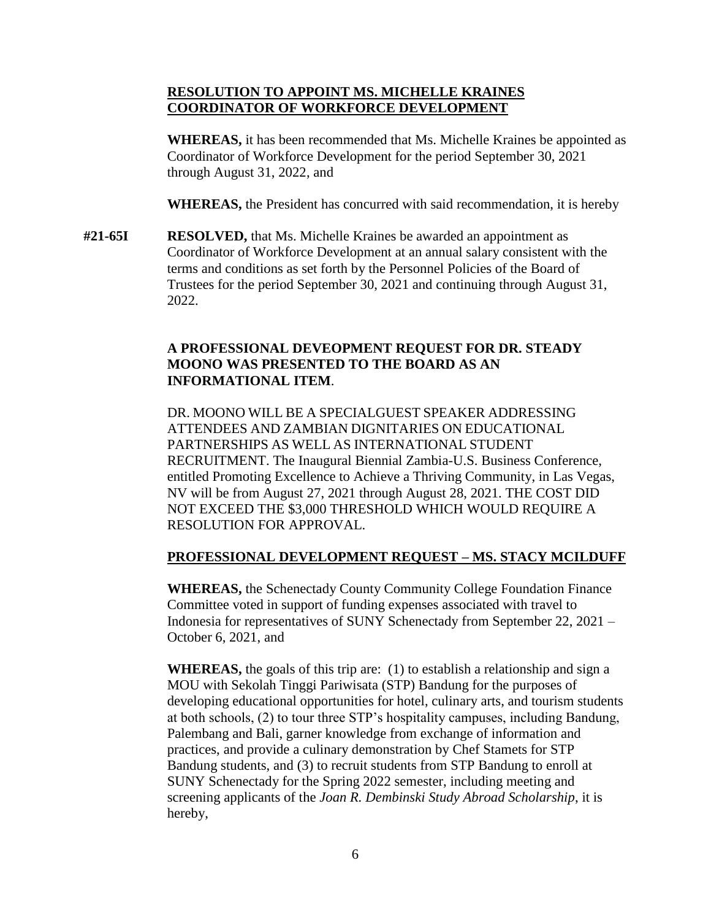**RESOLUTION TO APPOINT MS. MICHELLE KRAINES COORDINATOR OF WORKFORCE DEVELOPMENT**

**WHEREAS,** it has been recommended that Ms. Michelle Kraines be appointed as Coordinator of Workforce Development for the period September 30, 2021 through August 31, 2022, and

**WHEREAS,** the President has concurred with said recommendation, it is hereby

**#21-65I** **RESOLVED,** that Ms. Michelle Kraines be awarded an appointment as Coordinator of Workforce Development at an annual salary consistent with the terms and conditions as set forth by the Personnel Policies of the Board of Trustees for the period September 30, 2021 and continuing through August 31, 2022.

**A PROFESSIONAL DEVEOPMENT REQUEST FOR DR. STEADY MOONO WAS PRESENTED TO THE BOARD AS AN INFORMATIONAL ITEM**.

DR. MOONO WILL BE A SPECIALGUEST SPEAKER ADDRESSING ATTENDEES AND ZAMBIAN DIGNITARIES ON EDUCATIONAL PARTNERSHIPS AS WELL AS INTERNATIONAL STUDENT RECRUITMENT. The Inaugural Biennial Zambia-U.S. Business Conference, entitled Promoting Excellence to Achieve a Thriving Community, in Las Vegas, NV will be from August 27, 2021 through August 28, 2021. THE COST DID NOT EXCEED THE $3,000 THRESHOLD WHICH WOULD REQUIRE A RESOLUTION FOR APPROVAL.

**PROFESSIONAL DEVELOPMENT REQUEST – MS. STACY MCILDUFF**

**WHEREAS,** the Schenectady County Community College Foundation Finance Committee voted in support of funding expenses associated with travel to Indonesia for representatives of SUNY Schenectady from September 22, 2021 – October 6, 2021, and

**WHEREAS,** the goals of this trip are: (1) to establish a relationship and sign a MOU with Sekolah Tinggi Pariwisata (STP) Bandung for the purposes of developing educational opportunities for hotel, culinary arts, and tourism students at both schools, (2) to tour three STP's hospitality campuses, including Bandung, Palembang and Bali, garner knowledge from exchange of information and practices, and provide a culinary demonstration by Chef Stamets for STP Bandung students, and (3) to recruit students from STP Bandung to enroll at SUNY Schenectady for the Spring 2022 semester, including meeting and screening applicants of the *Joan R. Dembinski Study Abroad Scholarship*, it is hereby,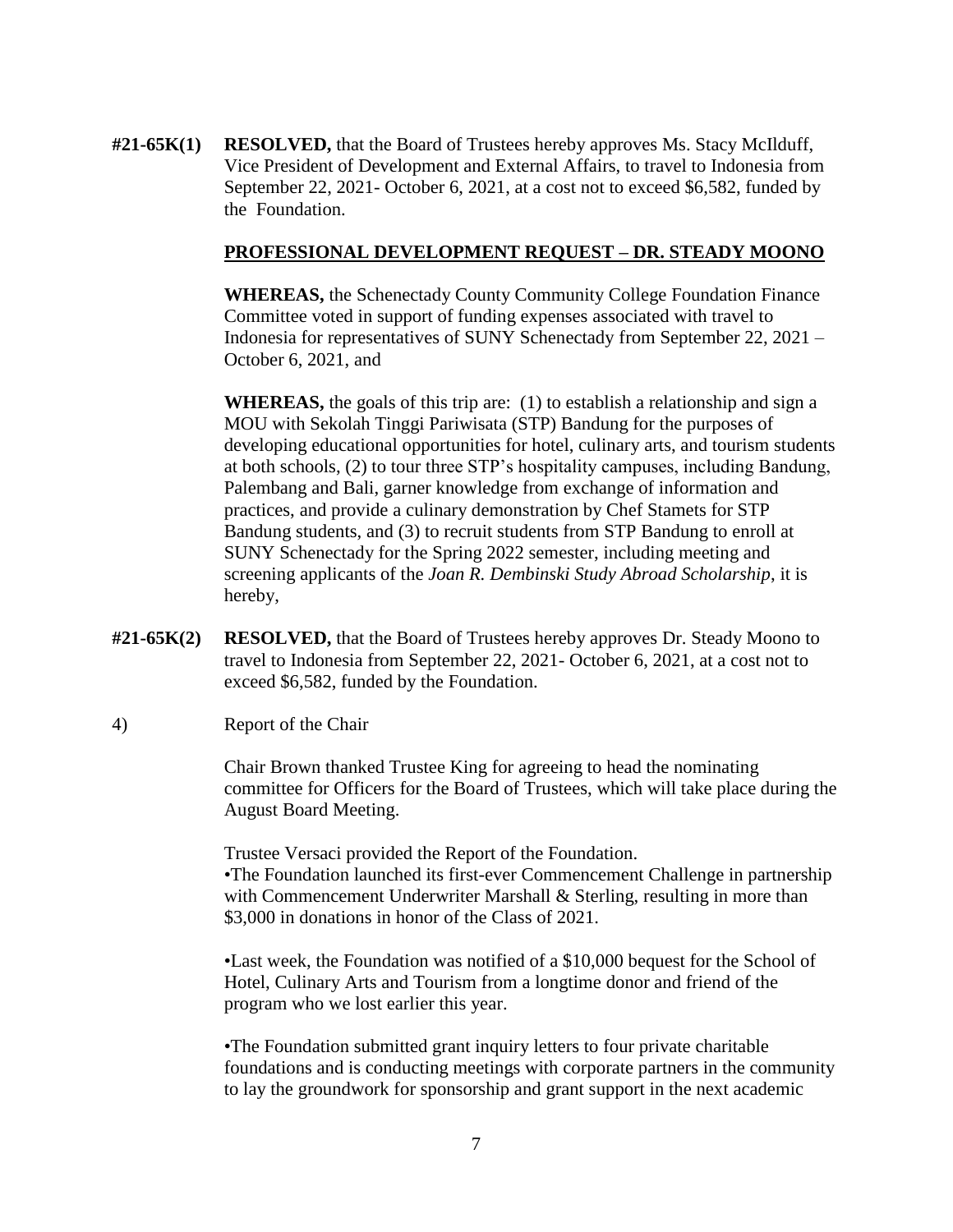**#21-65K(1)** **RESOLVED,** that the Board of Trustees hereby approves Ms. Stacy McIlduff, Vice President of Development and External Affairs, to travel to Indonesia from September 22, 2021- October 6, 2021, at a cost not to exceed $6,582, funded by the Foundation.

**PROFESSIONAL DEVELOPMENT REQUEST – DR. STEADY MOONO**

**WHEREAS,** the Schenectady County Community College Foundation Finance Committee voted in support of funding expenses associated with travel to Indonesia for representatives of SUNY Schenectady from September 22, 2021 – October 6, 2021, and

**WHEREAS,** the goals of this trip are: (1) to establish a relationship and sign a MOU with Sekolah Tinggi Pariwisata (STP) Bandung for the purposes of developing educational opportunities for hotel, culinary arts, and tourism students at both schools, (2) to tour three STP's hospitality campuses, including Bandung, Palembang and Bali, garner knowledge from exchange of information and practices, and provide a culinary demonstration by Chef Stamets for STP Bandung students, and (3) to recruit students from STP Bandung to enroll at SUNY Schenectady for the Spring 2022 semester, including meeting and screening applicants of the *Joan R. Dembinski Study Abroad Scholarship*, it is hereby,

**#21-65K(2)** **RESOLVED,** that the Board of Trustees hereby approves Dr. Steady Moono to travel to Indonesia from September 22, 2021- October 6, 2021, at a cost not to exceed $6,582, funded by the Foundation.

4) Report of the Chair

Chair Brown thanked Trustee King for agreeing to head the nominating committee for Officers for the Board of Trustees, which will take place during the August Board Meeting.

Trustee Versaci provided the Report of the Foundation.

•The Foundation launched its first-ever Commencement Challenge in partnership with Commencement Underwriter Marshall & Sterling, resulting in more than $3,000 in donations in honor of the Class of 2021.

•Last week, the Foundation was notified of a $10,000 bequest for the School of Hotel, Culinary Arts and Tourism from a longtime donor and friend of the program who we lost earlier this year.

•The Foundation submitted grant inquiry letters to four private charitable foundations and is conducting meetings with corporate partners in the community to lay the groundwork for sponsorship and grant support in the next academic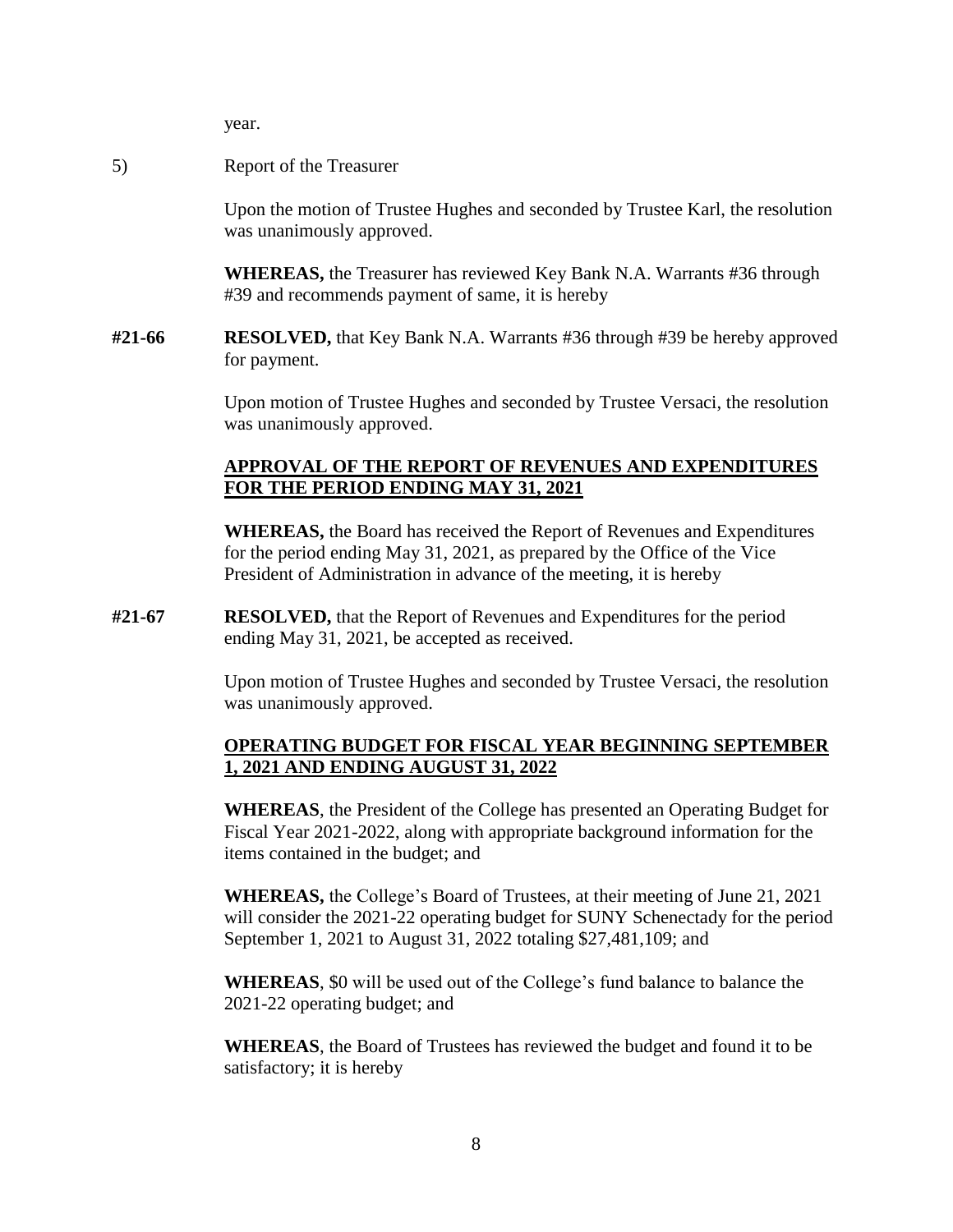year.

5) Report of the Treasurer

Upon the motion of Trustee Hughes and seconded by Trustee Karl, the resolution was unanimously approved.

**WHEREAS,** the Treasurer has reviewed Key Bank N.A. Warrants #36 through #39 and recommends payment of same, it is hereby

**#21-66** **RESOLVED,** that Key Bank N.A. Warrants #36 through #39 be hereby approved for payment.

Upon motion of Trustee Hughes and seconded by Trustee Versaci, the resolution was unanimously approved.

**APPROVAL OF THE REPORT OF REVENUES AND EXPENDITURES FOR THE PERIOD ENDING MAY 31, 2021**

**WHEREAS,** the Board has received the Report of Revenues and Expenditures for the period ending May 31, 2021, as prepared by the Office of the Vice President of Administration in advance of the meeting, it is hereby

**#21-67** **RESOLVED,** that the Report of Revenues and Expenditures for the period ending May 31, 2021, be accepted as received.

Upon motion of Trustee Hughes and seconded by Trustee Versaci, the resolution was unanimously approved.

**OPERATING BUDGET FOR FISCAL YEAR BEGINNING SEPTEMBER 1, 2021 AND ENDING AUGUST 31, 2022**

**WHEREAS**, the President of the College has presented an Operating Budget for Fiscal Year 2021-2022, along with appropriate background information for the items contained in the budget; and

**WHEREAS,** the College's Board of Trustees, at their meeting of June 21, 2021 will consider the 2021-22 operating budget for SUNY Schenectady for the period September 1, 2021 to August 31, 2022 totaling $27,481,109; and

**WHEREAS**, $0 will be used out of the College's fund balance to balance the 2021-22 operating budget; and

**WHEREAS**, the Board of Trustees has reviewed the budget and found it to be satisfactory; it is hereby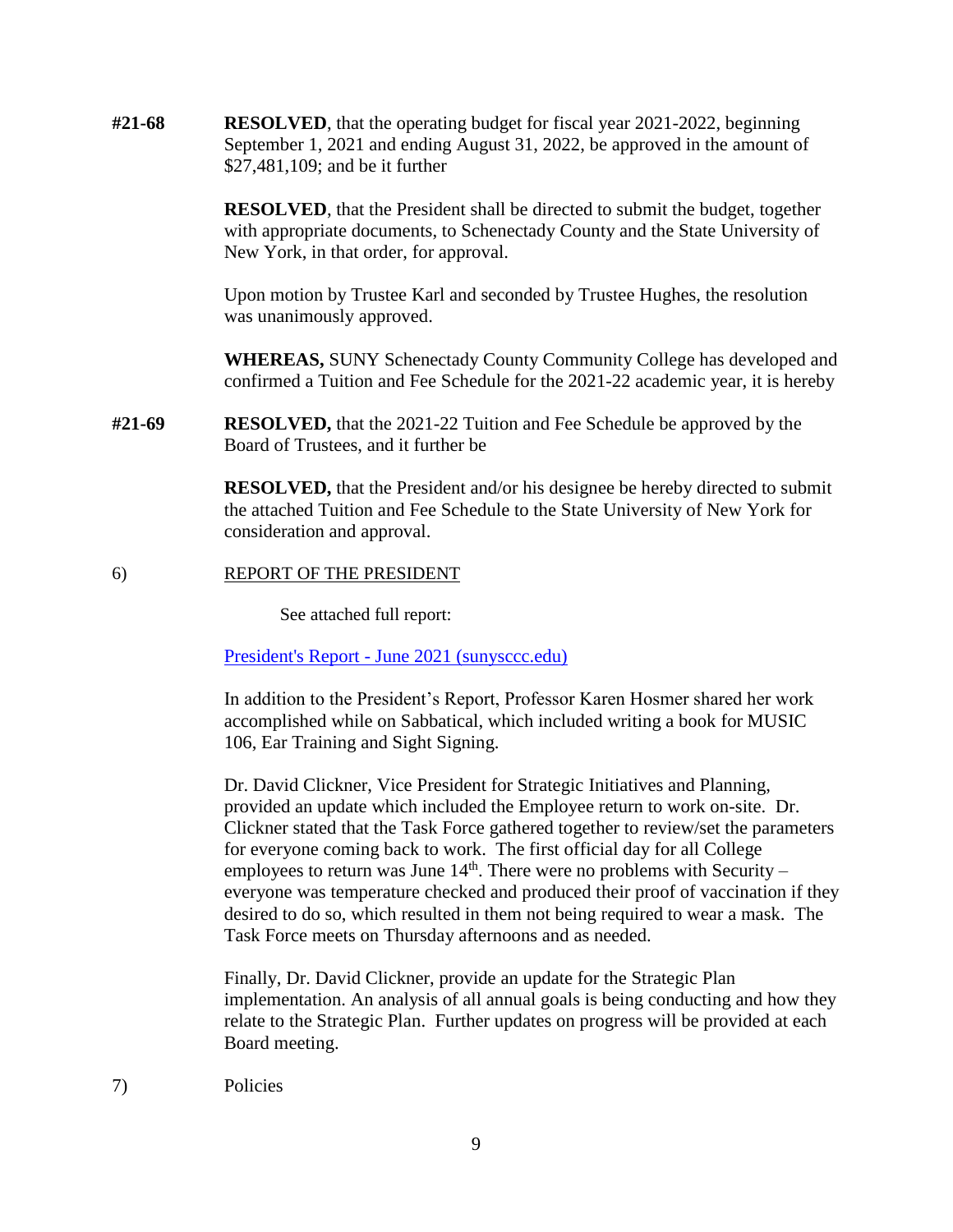**#21-68** **RESOLVED**, that the operating budget for fiscal year 2021-2022, beginning September 1, 2021 and ending August 31, 2022, be approved in the amount of $27,481,109; and be it further

**RESOLVED**, that the President shall be directed to submit the budget, together with appropriate documents, to Schenectady County and the State University of New York, in that order, for approval.

Upon motion by Trustee Karl and seconded by Trustee Hughes, the resolution was unanimously approved.

**WHEREAS,** SUNY Schenectady County Community College has developed and confirmed a Tuition and Fee Schedule for the 2021-22 academic year, it is hereby

**#21-69** **RESOLVED,** that the 2021-22 Tuition and Fee Schedule be approved by the Board of Trustees, and it further be

**RESOLVED,** that the President and/or his designee be hereby directed to submit the attached Tuition and Fee Schedule to the State University of New York for consideration and approval.

6) REPORT OF THE PRESIDENT

See attached full report:

President's Report - June 2021 (sunysccc.edu)

In addition to the President's Report, Professor Karen Hosmer shared her work accomplished while on Sabbatical, which included writing a book for MUSIC 106, Ear Training and Sight Signing.

Dr. David Clickner, Vice President for Strategic Initiatives and Planning, provided an update which included the Employee return to work on-site. Dr. Clickner stated that the Task Force gathered together to review/set the parameters for everyone coming back to work. The first official day for all College employees to return was June 14th. There were no problems with Security – everyone was temperature checked and produced their proof of vaccination if they desired to do so, which resulted in them not being required to wear a mask. The Task Force meets on Thursday afternoons and as needed.

Finally, Dr. David Clickner, provide an update for the Strategic Plan implementation. An analysis of all annual goals is being conducting and how they relate to the Strategic Plan. Further updates on progress will be provided at each Board meeting.

7) Policies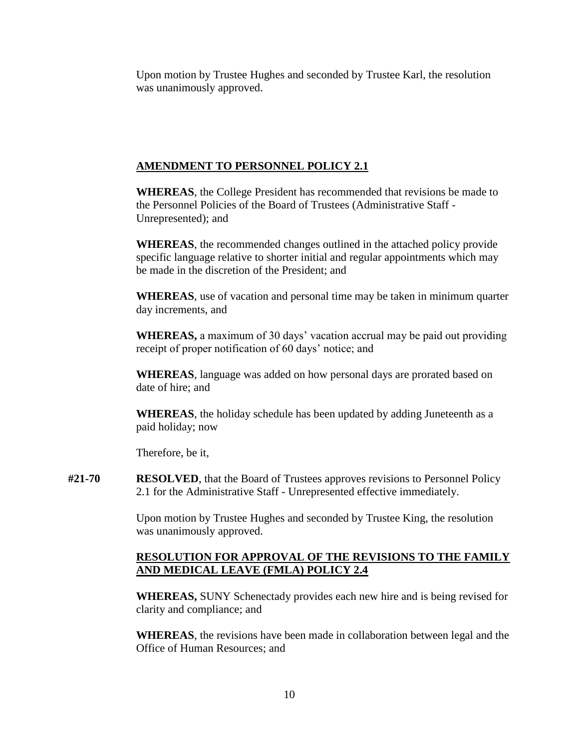Upon motion by Trustee Hughes and seconded by Trustee Karl, the resolution was unanimously approved.

## AMENDMENT TO PERSONNEL POLICY 2.1

**WHEREAS**, the College President has recommended that revisions be made to the Personnel Policies of the Board of Trustees (Administrative Staff - Unrepresented); and

**WHEREAS**, the recommended changes outlined in the attached policy provide specific language relative to shorter initial and regular appointments which may be made in the discretion of the President; and

**WHEREAS**, use of vacation and personal time may be taken in minimum quarter day increments, and

**WHEREAS,** a maximum of 30 days' vacation accrual may be paid out providing receipt of proper notification of 60 days' notice; and

**WHEREAS**, language was added on how personal days are prorated based on date of hire; and

**WHEREAS**, the holiday schedule has been updated by adding Juneteenth as a paid holiday; now

Therefore, be it,

**#21-70** **RESOLVED**, that the Board of Trustees approves revisions to Personnel Policy 2.1 for the Administrative Staff - Unrepresented effective immediately.

Upon motion by Trustee Hughes and seconded by Trustee King, the resolution was unanimously approved.

## RESOLUTION FOR APPROVAL OF THE REVISIONS TO THE FAMILY AND MEDICAL LEAVE (FMLA) POLICY 2.4

**WHEREAS,** SUNY Schenectady provides each new hire and is being revised for clarity and compliance; and

**WHEREAS**, the revisions have been made in collaboration between legal and the Office of Human Resources; and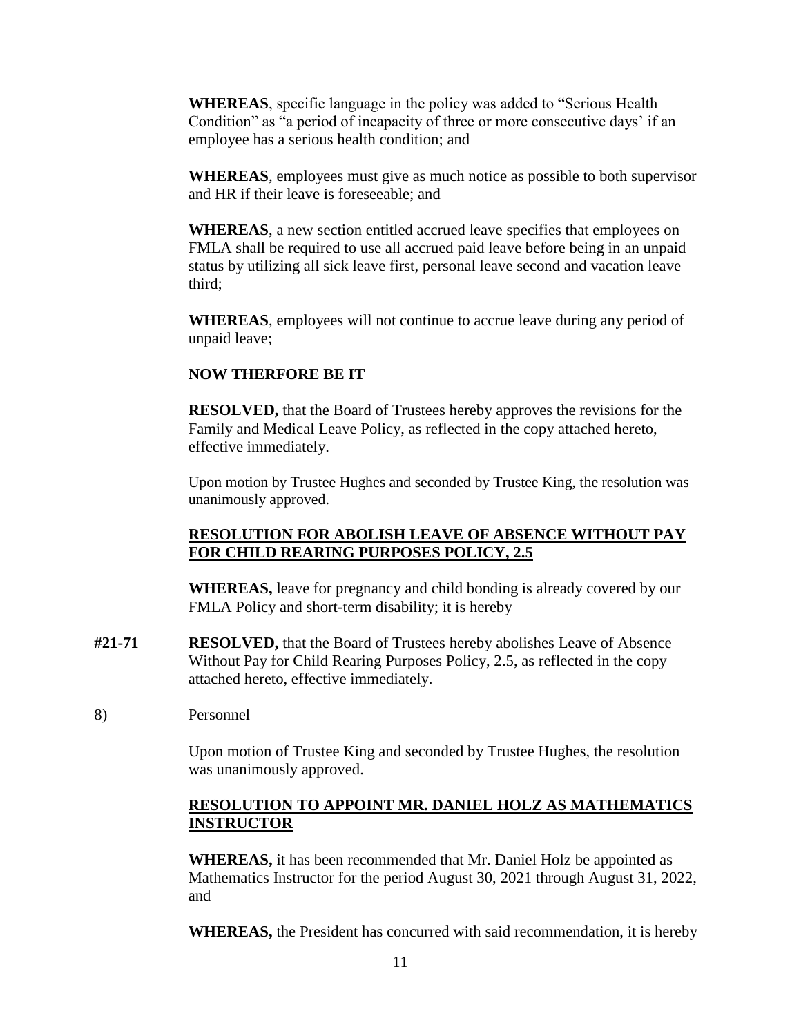**WHEREAS**, specific language in the policy was added to "Serious Health Condition" as "a period of incapacity of three or more consecutive days' if an employee has a serious health condition; and

**WHEREAS**, employees must give as much notice as possible to both supervisor and HR if their leave is foreseeable; and

**WHEREAS**, a new section entitled accrued leave specifies that employees on FMLA shall be required to use all accrued paid leave before being in an unpaid status by utilizing all sick leave first, personal leave second and vacation leave third;

**WHEREAS**, employees will not continue to accrue leave during any period of unpaid leave;

**NOW THERFORE BE IT**

**RESOLVED,** that the Board of Trustees hereby approves the revisions for the Family and Medical Leave Policy, as reflected in the copy attached hereto, effective immediately.

Upon motion by Trustee Hughes and seconded by Trustee King, the resolution was unanimously approved.

**RESOLUTION FOR ABOLISH LEAVE OF ABSENCE WITHOUT PAY FOR CHILD REARING PURPOSES POLICY, 2.5**

**WHEREAS,** leave for pregnancy and child bonding is already covered by our FMLA Policy and short-term disability; it is hereby

**#21-71** **RESOLVED,** that the Board of Trustees hereby abolishes Leave of Absence Without Pay for Child Rearing Purposes Policy, 2.5, as reflected in the copy attached hereto, effective immediately.

8) Personnel

Upon motion of Trustee King and seconded by Trustee Hughes, the resolution was unanimously approved.

**RESOLUTION TO APPOINT MR. DANIEL HOLZ AS MATHEMATICS INSTRUCTOR**

**WHEREAS,** it has been recommended that Mr. Daniel Holz be appointed as Mathematics Instructor for the period August 30, 2021 through August 31, 2022, and

**WHEREAS,** the President has concurred with said recommendation, it is hereby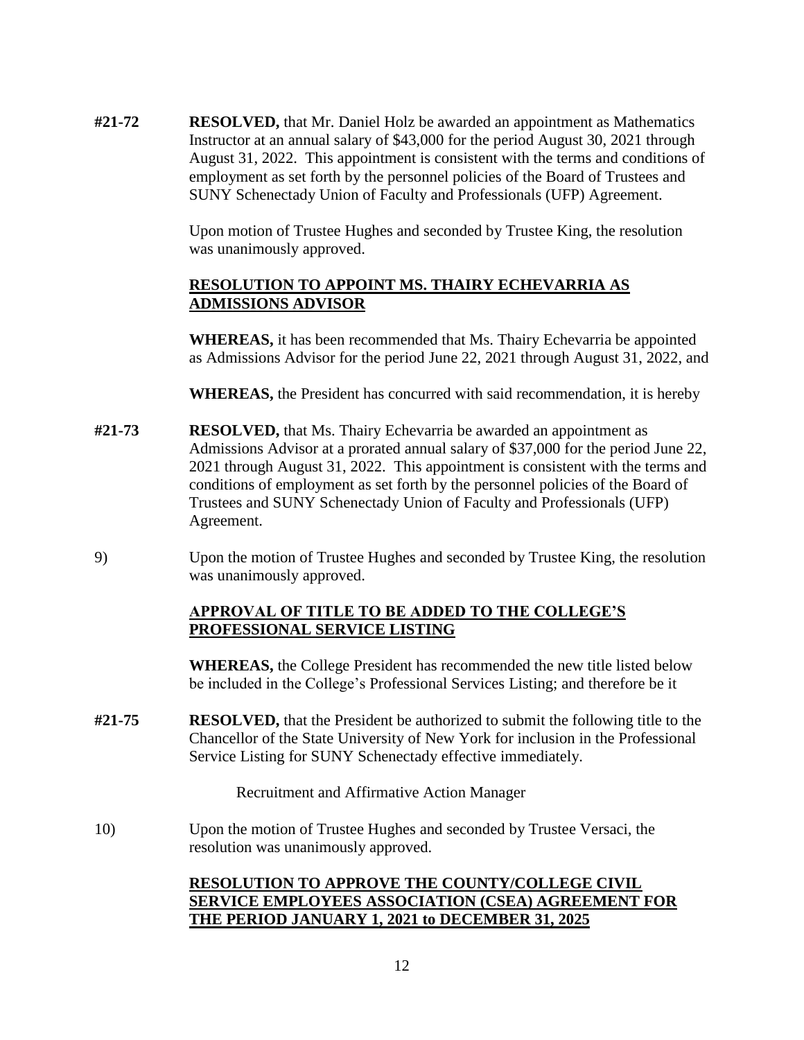**#21-72** **RESOLVED,** that Mr. Daniel Holz be awarded an appointment as Mathematics Instructor at an annual salary of $43,000 for the period August 30, 2021 through August 31, 2022. This appointment is consistent with the terms and conditions of employment as set forth by the personnel policies of the Board of Trustees and SUNY Schenectady Union of Faculty and Professionals (UFP) Agreement.

Upon motion of Trustee Hughes and seconded by Trustee King, the resolution was unanimously approved.

**RESOLUTION TO APPOINT MS. THAIRY ECHEVARRIA AS ADMISSIONS ADVISOR**

**WHEREAS,** it has been recommended that Ms. Thairy Echevarria be appointed as Admissions Advisor for the period June 22, 2021 through August 31, 2022, and

**WHEREAS,** the President has concurred with said recommendation, it is hereby

**#21-73** **RESOLVED,** that Ms. Thairy Echevarria be awarded an appointment as Admissions Advisor at a prorated annual salary of $37,000 for the period June 22, 2021 through August 31, 2022. This appointment is consistent with the terms and conditions of employment as set forth by the personnel policies of the Board of Trustees and SUNY Schenectady Union of Faculty and Professionals (UFP) Agreement.

9) Upon the motion of Trustee Hughes and seconded by Trustee King, the resolution was unanimously approved.

**APPROVAL OF TITLE TO BE ADDED TO THE COLLEGE'S PROFESSIONAL SERVICE LISTING**

**WHEREAS,** the College President has recommended the new title listed below be included in the College's Professional Services Listing; and therefore be it

**#21-75** **RESOLVED,** that the President be authorized to submit the following title to the Chancellor of the State University of New York for inclusion in the Professional Service Listing for SUNY Schenectady effective immediately.

Recruitment and Affirmative Action Manager

10) Upon the motion of Trustee Hughes and seconded by Trustee Versaci, the resolution was unanimously approved.

**RESOLUTION TO APPROVE THE COUNTY/COLLEGE CIVIL SERVICE EMPLOYEES ASSOCIATION (CSEA) AGREEMENT FOR THE PERIOD JANUARY 1, 2021 to DECEMBER 31, 2025**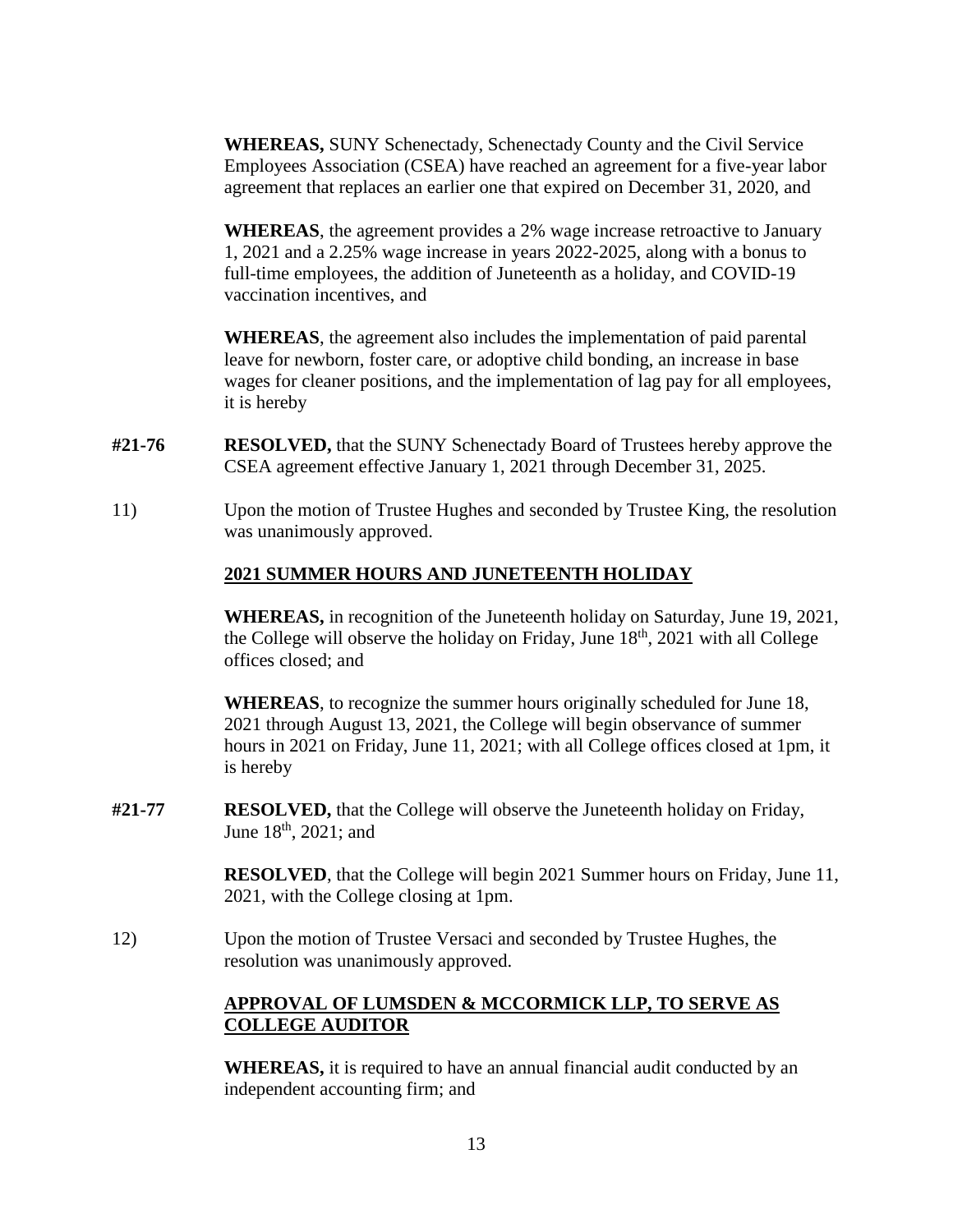**WHEREAS,** SUNY Schenectady, Schenectady County and the Civil Service Employees Association (CSEA) have reached an agreement for a five-year labor agreement that replaces an earlier one that expired on December 31, 2020, and

**WHEREAS**, the agreement provides a 2% wage increase retroactive to January 1, 2021 and a 2.25% wage increase in years 2022-2025, along with a bonus to full-time employees, the addition of Juneteenth as a holiday, and COVID-19 vaccination incentives, and

**WHEREAS**, the agreement also includes the implementation of paid parental leave for newborn, foster care, or adoptive child bonding, an increase in base wages for cleaner positions, and the implementation of lag pay for all employees, it is hereby

**#21-76** **RESOLVED,** that the SUNY Schenectady Board of Trustees hereby approve the CSEA agreement effective January 1, 2021 through December 31, 2025.

11) Upon the motion of Trustee Hughes and seconded by Trustee King, the resolution was unanimously approved.

**<u>2021 SUMMER HOURS AND JUNETEENTH HOLIDAY</u>**

**WHEREAS,** in recognition of the Juneteenth holiday on Saturday, June 19, 2021, the College will observe the holiday on Friday, June 18th, 2021 with all College offices closed; and

**WHEREAS**, to recognize the summer hours originally scheduled for June 18, 2021 through August 13, 2021, the College will begin observance of summer hours in 2021 on Friday, June 11, 2021; with all College offices closed at 1pm, it is hereby

**#21-77** **RESOLVED,** that the College will observe the Juneteenth holiday on Friday, June 18th, 2021; and

**RESOLVED**, that the College will begin 2021 Summer hours on Friday, June 11, 2021, with the College closing at 1pm.

12) Upon the motion of Trustee Versaci and seconded by Trustee Hughes, the resolution was unanimously approved.

**<u>APPROVAL OF LUMSDEN & MCCORMICK LLP, TO SERVE AS COLLEGE AUDITOR</u>**

**WHEREAS,** it is required to have an annual financial audit conducted by an independent accounting firm; and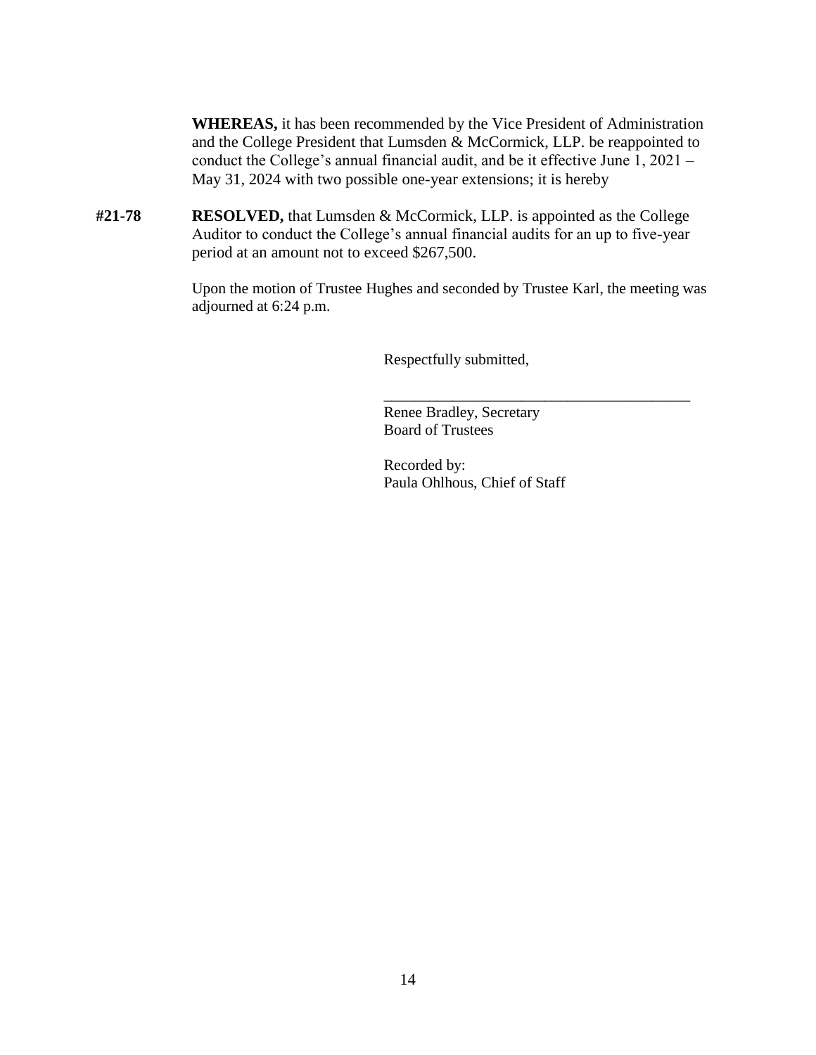**WHEREAS,** it has been recommended by the Vice President of Administration and the College President that Lumsden & McCormick, LLP. be reappointed to conduct the College's annual financial audit, and be it effective June 1, 2021 – May 31, 2024 with two possible one-year extensions; it is hereby

**#21-78** **RESOLVED,** that Lumsden & McCormick, LLP. is appointed as the College Auditor to conduct the College's annual financial audits for an up to five-year period at an amount not to exceed $267,500.

Upon the motion of Trustee Hughes and seconded by Trustee Karl, the meeting was adjourned at 6:24 p.m.

Respectfully submitted,

\_\_\_\_\_\_\_\_\_\_\_\_\_\_\_\_\_\_\_\_\_\_\_\_\_\_\_\_\_\_\_\_\_\_\_\_\_\_\_\_

Renee Bradley, Secretary
Board of Trustees

Recorded by:
Paula Ohlhous, Chief of Staff